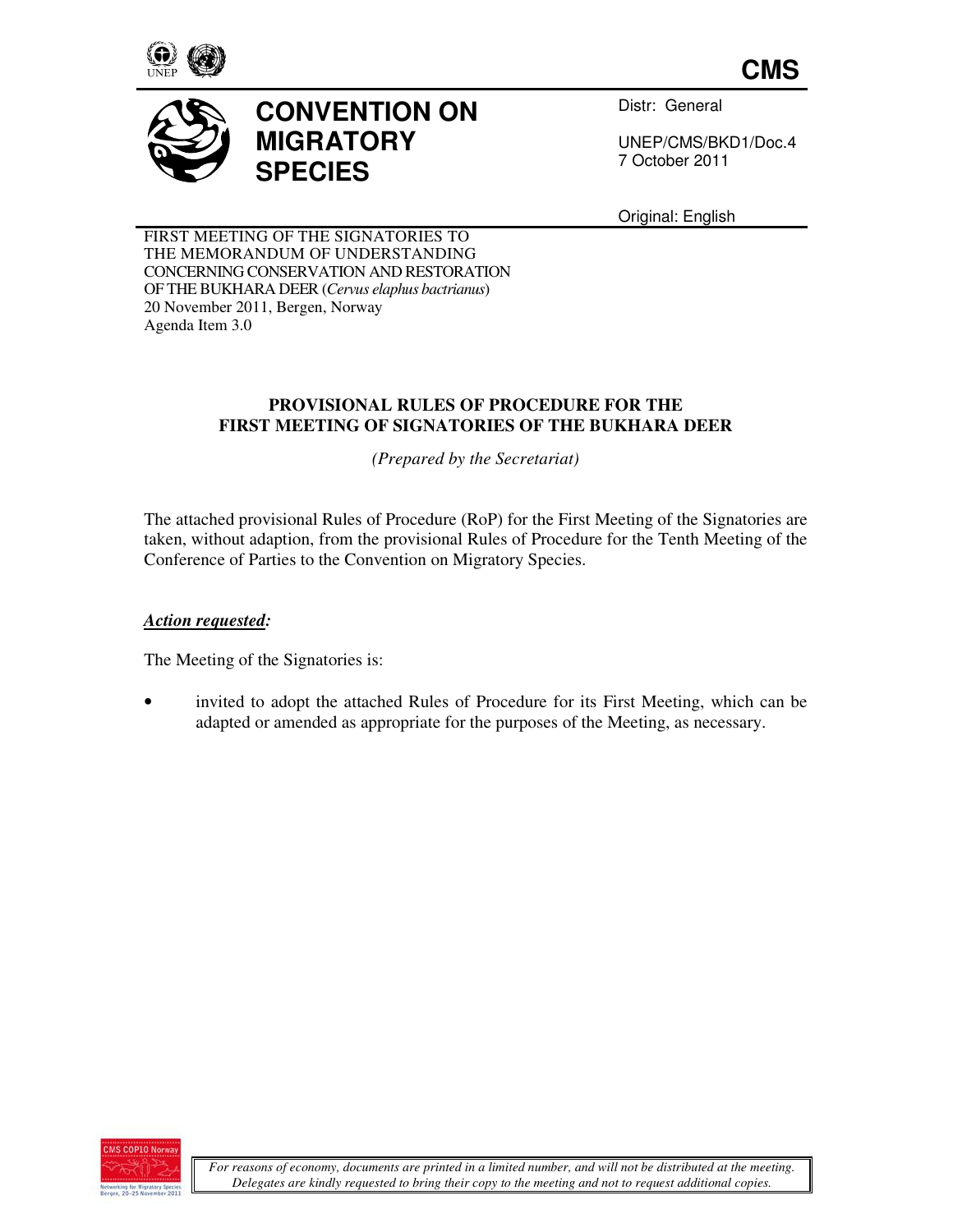**CMS**

# CONVENTION ON MIGRATORY SPECIES

Distr: General

UNEP/CMS/BKD1/Doc.4
7 October 2011

Original: English

FIRST MEETING OF THE SIGNATORIES TO THE MEMORANDUM OF UNDERSTANDING CONCERNING CONSERVATION AND RESTORATION OF THE BUKHARA DEER (*Cervus elaphus bactrianus*)
20 November 2011, Bergen, Norway
Agenda Item 3.0

## PROVISIONAL RULES OF PROCEDURE FOR THE FIRST MEETING OF SIGNATORIES OF THE BUKHARA DEER

*(Prepared by the Secretariat)*

The attached provisional Rules of Procedure (RoP) for the First Meeting of the Signatories are taken, without adaption, from the provisional Rules of Procedure for the Tenth Meeting of the Conference of Parties to the Convention on Migratory Species.

***Action requested:***

The Meeting of the Signatories is:

- invited to adopt the attached Rules of Procedure for its First Meeting, which can be adapted or amended as appropriate for the purposes of the Meeting, as necessary.

*For reasons of economy, documents are printed in a limited number, and will not be distributed at the meeting. Delegates are kindly requested to bring their copy to the meeting and not to request additional copies.*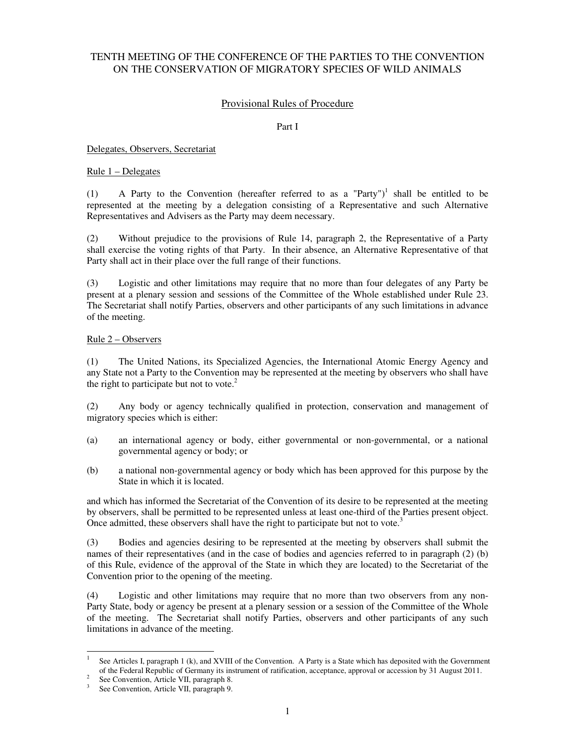TENTH MEETING OF THE CONFERENCE OF THE PARTIES TO THE CONVENTION ON THE CONSERVATION OF MIGRATORY SPECIES OF WILD ANIMALS

## Provisional Rules of Procedure

Part I

### Delegates, Observers, Secretariat

#### Rule 1 – Delegates

(1) A Party to the Convention (hereafter referred to as a "Party")[1] shall be entitled to be represented at the meeting by a delegation consisting of a Representative and such Alternative Representatives and Advisers as the Party may deem necessary.

(2) Without prejudice to the provisions of Rule 14, paragraph 2, the Representative of a Party shall exercise the voting rights of that Party. In their absence, an Alternative Representative of that Party shall act in their place over the full range of their functions.

(3) Logistic and other limitations may require that no more than four delegates of any Party be present at a plenary session and sessions of the Committee of the Whole established under Rule 23. The Secretariat shall notify Parties, observers and other participants of any such limitations in advance of the meeting.

#### Rule 2 – Observers

(1) The United Nations, its Specialized Agencies, the International Atomic Energy Agency and any State not a Party to the Convention may be represented at the meeting by observers who shall have the right to participate but not to vote.[2]

(2) Any body or agency technically qualified in protection, conservation and management of migratory species which is either:

(a) an international agency or body, either governmental or non-governmental, or a national governmental agency or body; or

(b) a national non-governmental agency or body which has been approved for this purpose by the State in which it is located.

and which has informed the Secretariat of the Convention of its desire to be represented at the meeting by observers, shall be permitted to be represented unless at least one-third of the Parties present object. Once admitted, these observers shall have the right to participate but not to vote.[3]

(3) Bodies and agencies desiring to be represented at the meeting by observers shall submit the names of their representatives (and in the case of bodies and agencies referred to in paragraph (2) (b) of this Rule, evidence of the approval of the State in which they are located) to the Secretariat of the Convention prior to the opening of the meeting.

(4) Logistic and other limitations may require that no more than two observers from any non-Party State, body or agency be present at a plenary session or a session of the Committee of the Whole of the meeting. The Secretariat shall notify Parties, observers and other participants of any such limitations in advance of the meeting.

---

[1] See Articles I, paragraph 1 (k), and XVIII of the Convention. A Party is a State which has deposited with the Government of the Federal Republic of Germany its instrument of ratification, acceptance, approval or accession by 31 August 2011.

[2] See Convention, Article VII, paragraph 8.

[3] See Convention, Article VII, paragraph 9.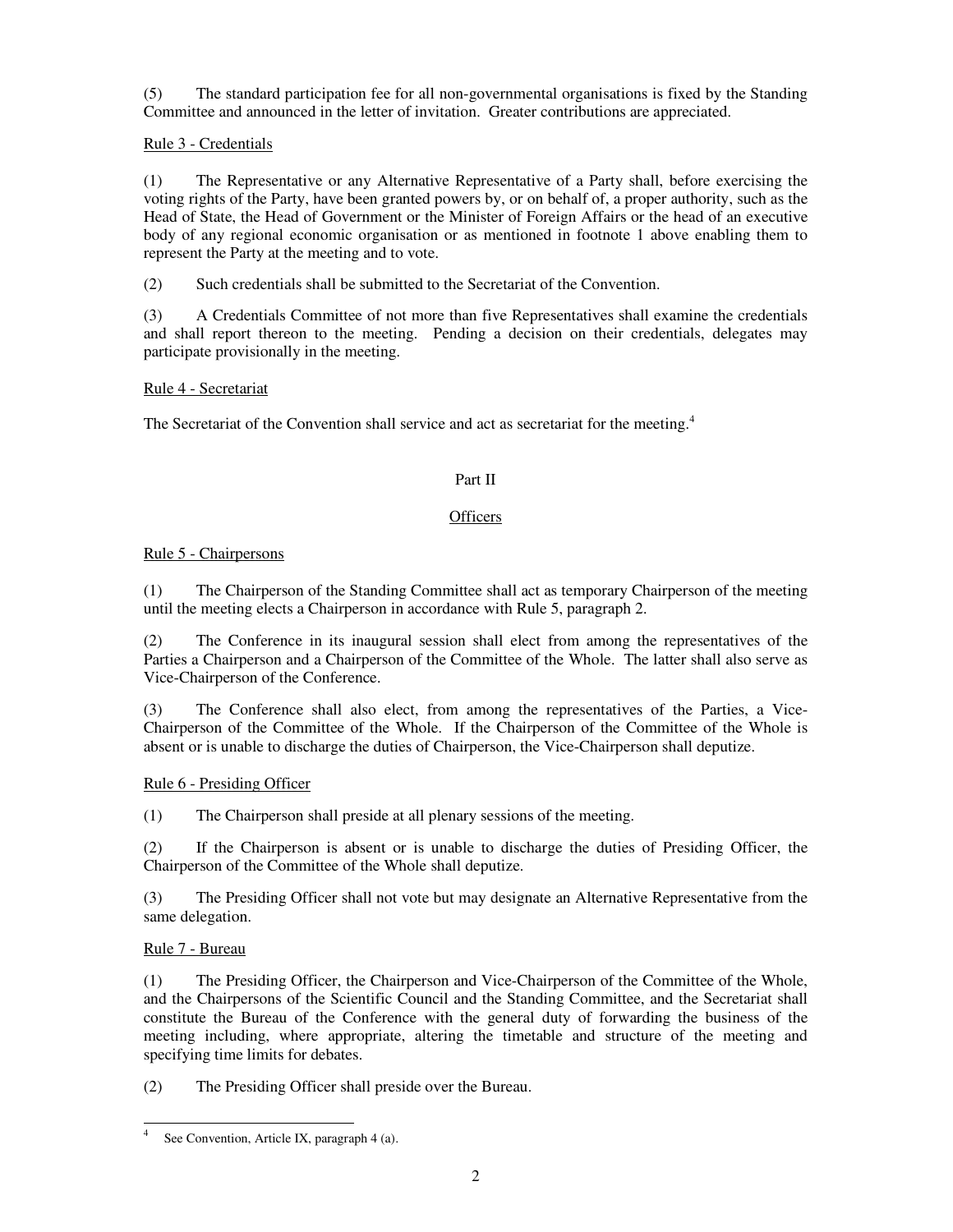(5) The standard participation fee for all non-governmental organisations is fixed by the Standing Committee and announced in the letter of invitation. Greater contributions are appreciated.

Rule 3 - Credentials

(1) The Representative or any Alternative Representative of a Party shall, before exercising the voting rights of the Party, have been granted powers by, or on behalf of, a proper authority, such as the Head of State, the Head of Government or the Minister of Foreign Affairs or the head of an executive body of any regional economic organisation or as mentioned in footnote 1 above enabling them to represent the Party at the meeting and to vote.

(2) Such credentials shall be submitted to the Secretariat of the Convention.

(3) A Credentials Committee of not more than five Representatives shall examine the credentials and shall report thereon to the meeting. Pending a decision on their credentials, delegates may participate provisionally in the meeting.

Rule 4 - Secretariat

The Secretariat of the Convention shall service and act as secretariat for the meeting.[4]

## Part II

## Officers

Rule 5 - Chairpersons

(1) The Chairperson of the Standing Committee shall act as temporary Chairperson of the meeting until the meeting elects a Chairperson in accordance with Rule 5, paragraph 2.

(2) The Conference in its inaugural session shall elect from among the representatives of the Parties a Chairperson and a Chairperson of the Committee of the Whole. The latter shall also serve as Vice-Chairperson of the Conference.

(3) The Conference shall also elect, from among the representatives of the Parties, a Vice-Chairperson of the Committee of the Whole. If the Chairperson of the Committee of the Whole is absent or is unable to discharge the duties of Chairperson, the Vice-Chairperson shall deputize.

Rule 6 - Presiding Officer

(1) The Chairperson shall preside at all plenary sessions of the meeting.

(2) If the Chairperson is absent or is unable to discharge the duties of Presiding Officer, the Chairperson of the Committee of the Whole shall deputize.

(3) The Presiding Officer shall not vote but may designate an Alternative Representative from the same delegation.

Rule 7 - Bureau

(1) The Presiding Officer, the Chairperson and Vice-Chairperson of the Committee of the Whole, and the Chairpersons of the Scientific Council and the Standing Committee, and the Secretariat shall constitute the Bureau of the Conference with the general duty of forwarding the business of the meeting including, where appropriate, altering the timetable and structure of the meeting and specifying time limits for debates.

(2) The Presiding Officer shall preside over the Bureau.

---

[4] See Convention, Article IX, paragraph 4 (a).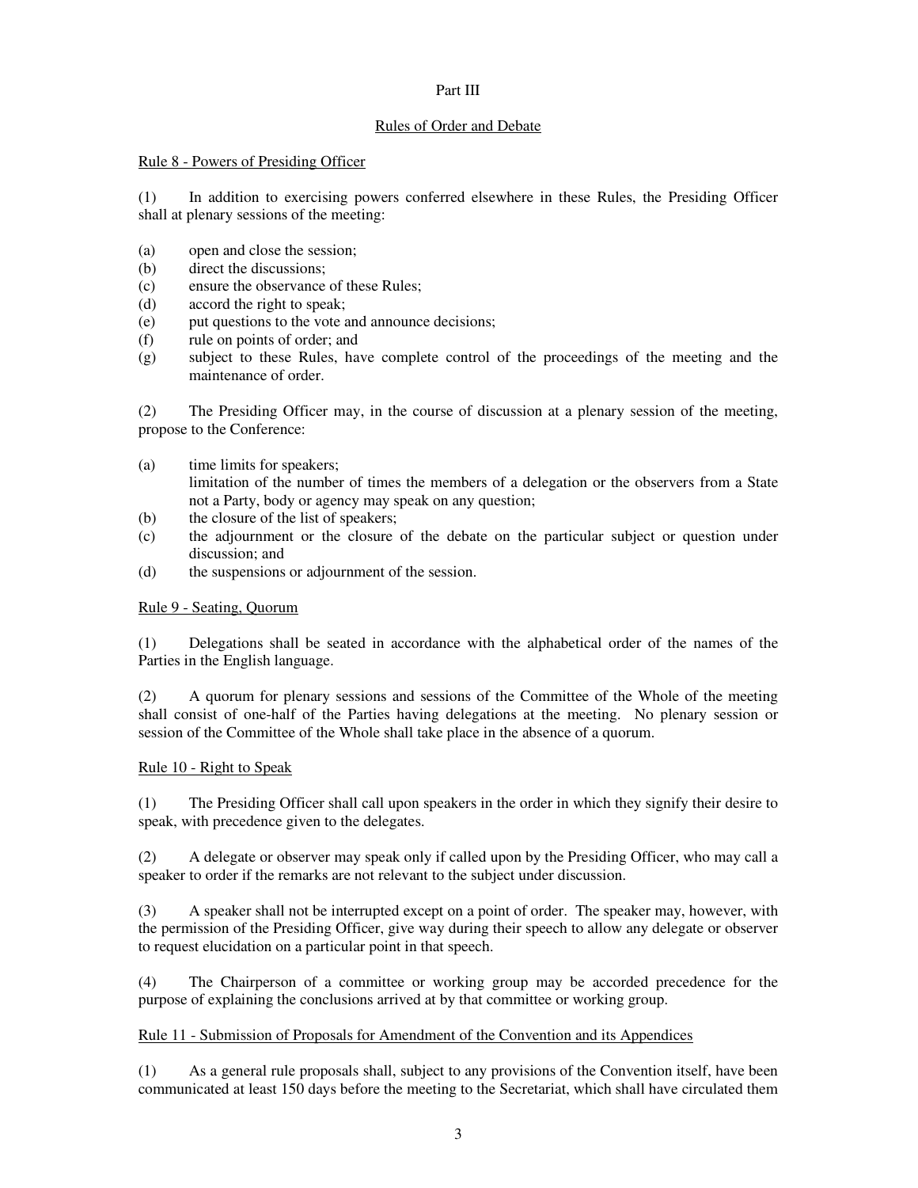Part III

Rules of Order and Debate

Rule 8 - Powers of Presiding Officer

(1) In addition to exercising powers conferred elsewhere in these Rules, the Presiding Officer shall at plenary sessions of the meeting:

(a) open and close the session;
(b) direct the discussions;
(c) ensure the observance of these Rules;
(d) accord the right to speak;
(e) put questions to the vote and announce decisions;
(f) rule on points of order; and
(g) subject to these Rules, have complete control of the proceedings of the meeting and the maintenance of order.

(2) The Presiding Officer may, in the course of discussion at a plenary session of the meeting, propose to the Conference:

(a) time limits for speakers;
limitation of the number of times the members of a delegation or the observers from a State not a Party, body or agency may speak on any question;
(b) the closure of the list of speakers;
(c) the adjournment or the closure of the debate on the particular subject or question under discussion; and
(d) the suspensions or adjournment of the session.

Rule 9 - Seating, Quorum

(1) Delegations shall be seated in accordance with the alphabetical order of the names of the Parties in the English language.

(2) A quorum for plenary sessions and sessions of the Committee of the Whole of the meeting shall consist of one-half of the Parties having delegations at the meeting. No plenary session or session of the Committee of the Whole shall take place in the absence of a quorum.

Rule 10 - Right to Speak

(1) The Presiding Officer shall call upon speakers in the order in which they signify their desire to speak, with precedence given to the delegates.

(2) A delegate or observer may speak only if called upon by the Presiding Officer, who may call a speaker to order if the remarks are not relevant to the subject under discussion.

(3) A speaker shall not be interrupted except on a point of order. The speaker may, however, with the permission of the Presiding Officer, give way during their speech to allow any delegate or observer to request elucidation on a particular point in that speech.

(4) The Chairperson of a committee or working group may be accorded precedence for the purpose of explaining the conclusions arrived at by that committee or working group.

Rule 11 - Submission of Proposals for Amendment of the Convention and its Appendices

(1) As a general rule proposals shall, subject to any provisions of the Convention itself, have been communicated at least 150 days before the meeting to the Secretariat, which shall have circulated them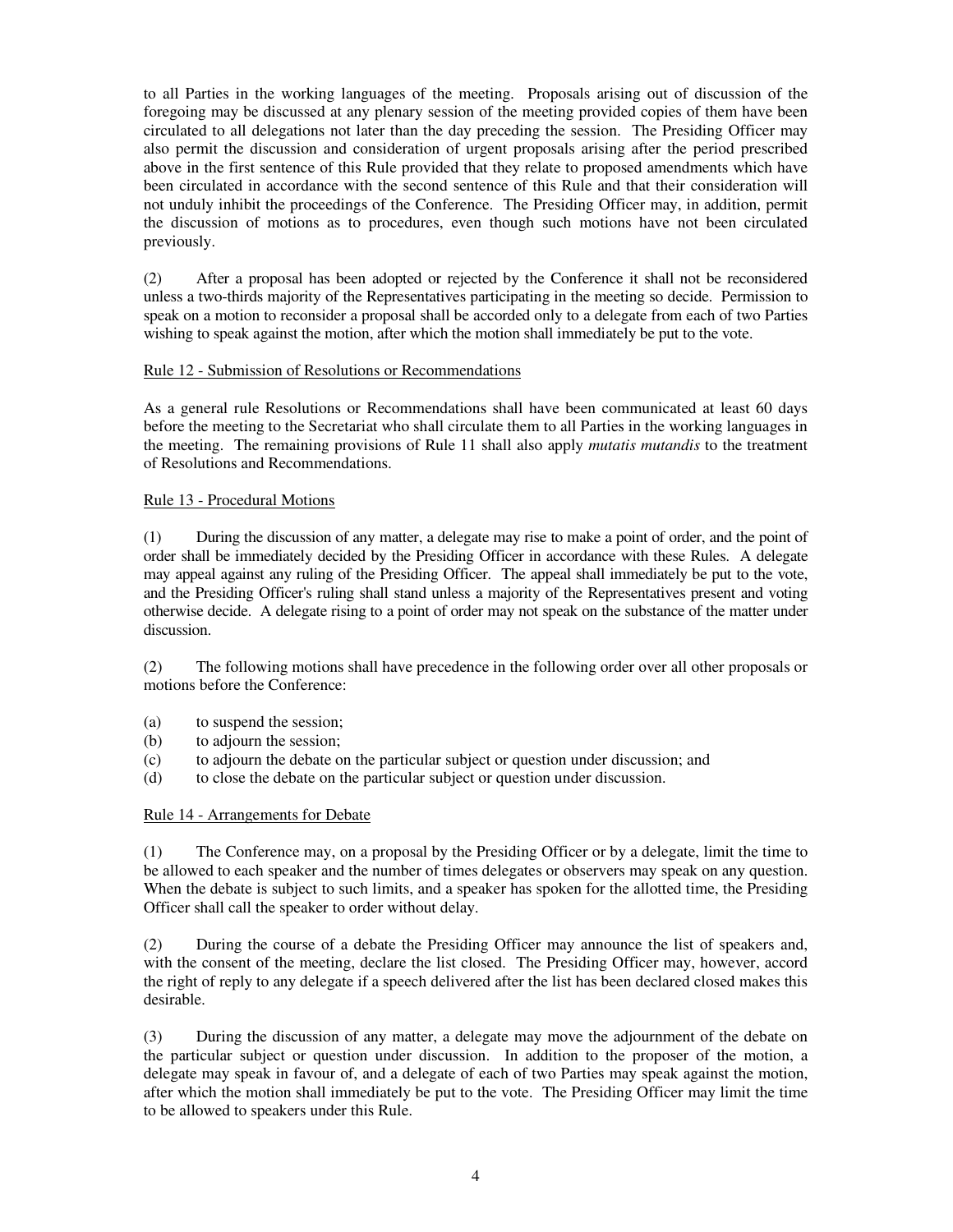to all Parties in the working languages of the meeting. Proposals arising out of discussion of the foregoing may be discussed at any plenary session of the meeting provided copies of them have been circulated to all delegations not later than the day preceding the session. The Presiding Officer may also permit the discussion and consideration of urgent proposals arising after the period prescribed above in the first sentence of this Rule provided that they relate to proposed amendments which have been circulated in accordance with the second sentence of this Rule and that their consideration will not unduly inhibit the proceedings of the Conference. The Presiding Officer may, in addition, permit the discussion of motions as to procedures, even though such motions have not been circulated previously.

(2) After a proposal has been adopted or rejected by the Conference it shall not be reconsidered unless a two-thirds majority of the Representatives participating in the meeting so decide. Permission to speak on a motion to reconsider a proposal shall be accorded only to a delegate from each of two Parties wishing to speak against the motion, after which the motion shall immediately be put to the vote.

Rule 12 - Submission of Resolutions or Recommendations

As a general rule Resolutions or Recommendations shall have been communicated at least 60 days before the meeting to the Secretariat who shall circulate them to all Parties in the working languages in the meeting. The remaining provisions of Rule 11 shall also apply *mutatis mutandis* to the treatment of Resolutions and Recommendations.

Rule 13 - Procedural Motions

(1) During the discussion of any matter, a delegate may rise to make a point of order, and the point of order shall be immediately decided by the Presiding Officer in accordance with these Rules. A delegate may appeal against any ruling of the Presiding Officer. The appeal shall immediately be put to the vote, and the Presiding Officer's ruling shall stand unless a majority of the Representatives present and voting otherwise decide. A delegate rising to a point of order may not speak on the substance of the matter under discussion.

(2) The following motions shall have precedence in the following order over all other proposals or motions before the Conference:

(a) to suspend the session;
(b) to adjourn the session;
(c) to adjourn the debate on the particular subject or question under discussion; and
(d) to close the debate on the particular subject or question under discussion.

Rule 14 - Arrangements for Debate

(1) The Conference may, on a proposal by the Presiding Officer or by a delegate, limit the time to be allowed to each speaker and the number of times delegates or observers may speak on any question. When the debate is subject to such limits, and a speaker has spoken for the allotted time, the Presiding Officer shall call the speaker to order without delay.

(2) During the course of a debate the Presiding Officer may announce the list of speakers and, with the consent of the meeting, declare the list closed. The Presiding Officer may, however, accord the right of reply to any delegate if a speech delivered after the list has been declared closed makes this desirable.

(3) During the discussion of any matter, a delegate may move the adjournment of the debate on the particular subject or question under discussion. In addition to the proposer of the motion, a delegate may speak in favour of, and a delegate of each of two Parties may speak against the motion, after which the motion shall immediately be put to the vote. The Presiding Officer may limit the time to be allowed to speakers under this Rule.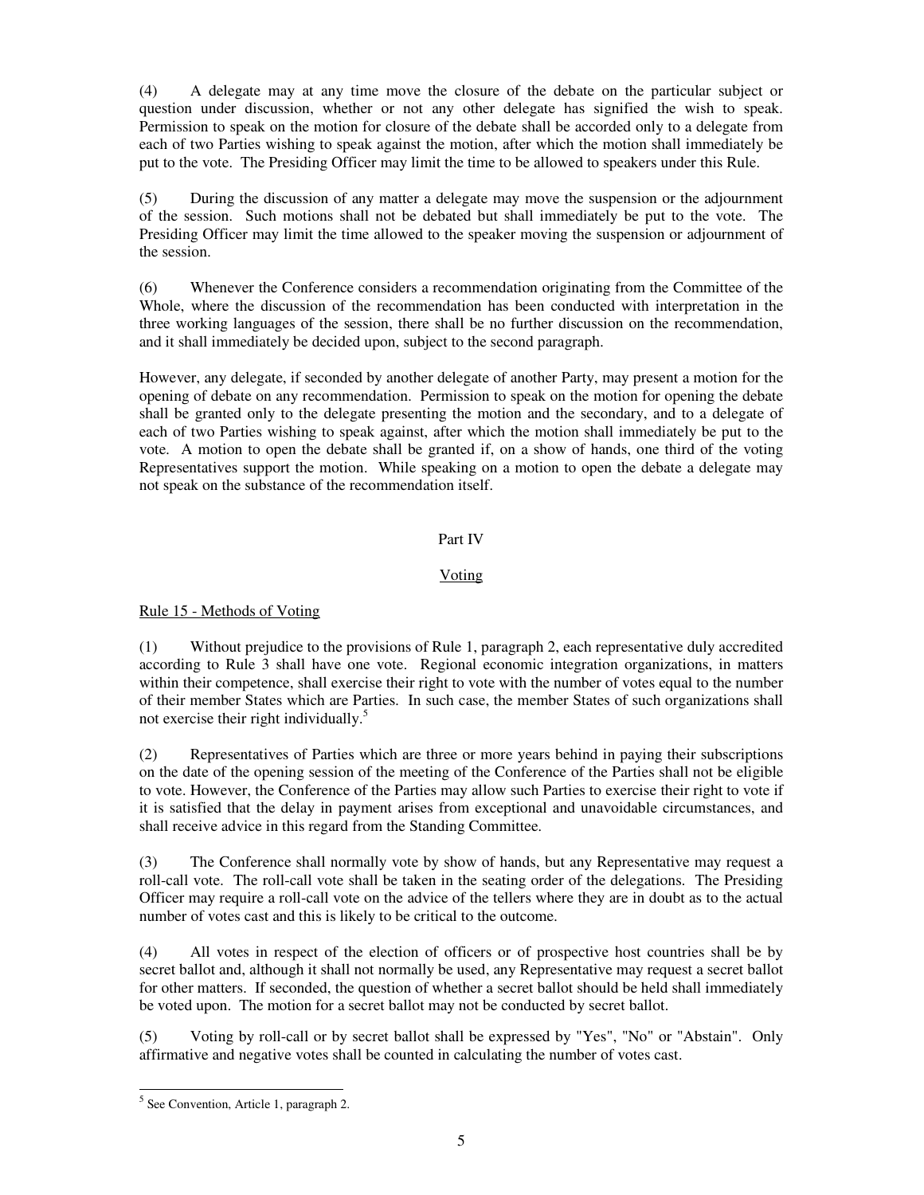(4) A delegate may at any time move the closure of the debate on the particular subject or question under discussion, whether or not any other delegate has signified the wish to speak. Permission to speak on the motion for closure of the debate shall be accorded only to a delegate from each of two Parties wishing to speak against the motion, after which the motion shall immediately be put to the vote. The Presiding Officer may limit the time to be allowed to speakers under this Rule.

(5) During the discussion of any matter a delegate may move the suspension or the adjournment of the session. Such motions shall not be debated but shall immediately be put to the vote. The Presiding Officer may limit the time allowed to the speaker moving the suspension or adjournment of the session.

(6) Whenever the Conference considers a recommendation originating from the Committee of the Whole, where the discussion of the recommendation has been conducted with interpretation in the three working languages of the session, there shall be no further discussion on the recommendation, and it shall immediately be decided upon, subject to the second paragraph.

However, any delegate, if seconded by another delegate of another Party, may present a motion for the opening of debate on any recommendation. Permission to speak on the motion for opening the debate shall be granted only to the delegate presenting the motion and the secondary, and to a delegate of each of two Parties wishing to speak against, after which the motion shall immediately be put to the vote. A motion to open the debate shall be granted if, on a show of hands, one third of the voting Representatives support the motion. While speaking on a motion to open the debate a delegate may not speak on the substance of the recommendation itself.

## Part IV

## Voting

### Rule 15 - Methods of Voting

(1) Without prejudice to the provisions of Rule 1, paragraph 2, each representative duly accredited according to Rule 3 shall have one vote. Regional economic integration organizations, in matters within their competence, shall exercise their right to vote with the number of votes equal to the number of their member States which are Parties. In such case, the member States of such organizations shall not exercise their right individually.[5]

(2) Representatives of Parties which are three or more years behind in paying their subscriptions on the date of the opening session of the meeting of the Conference of the Parties shall not be eligible to vote. However, the Conference of the Parties may allow such Parties to exercise their right to vote if it is satisfied that the delay in payment arises from exceptional and unavoidable circumstances, and shall receive advice in this regard from the Standing Committee.

(3) The Conference shall normally vote by show of hands, but any Representative may request a roll-call vote. The roll-call vote shall be taken in the seating order of the delegations. The Presiding Officer may require a roll-call vote on the advice of the tellers where they are in doubt as to the actual number of votes cast and this is likely to be critical to the outcome.

(4) All votes in respect of the election of officers or of prospective host countries shall be by secret ballot and, although it shall not normally be used, any Representative may request a secret ballot for other matters. If seconded, the question of whether a secret ballot should be held shall immediately be voted upon. The motion for a secret ballot may not be conducted by secret ballot.

(5) Voting by roll-call or by secret ballot shall be expressed by "Yes", "No" or "Abstain". Only affirmative and negative votes shall be counted in calculating the number of votes cast.

---

[5] See Convention, Article 1, paragraph 2.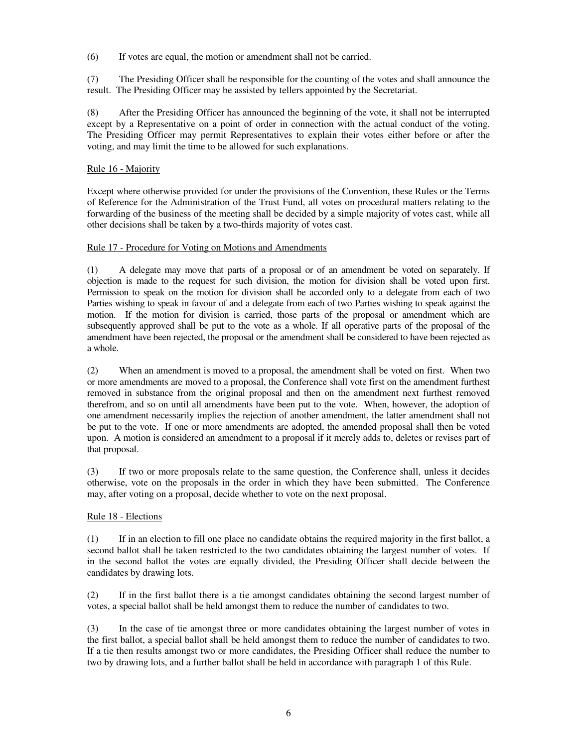(6) If votes are equal, the motion or amendment shall not be carried.

(7) The Presiding Officer shall be responsible for the counting of the votes and shall announce the result. The Presiding Officer may be assisted by tellers appointed by the Secretariat.

(8) After the Presiding Officer has announced the beginning of the vote, it shall not be interrupted except by a Representative on a point of order in connection with the actual conduct of the voting. The Presiding Officer may permit Representatives to explain their votes either before or after the voting, and may limit the time to be allowed for such explanations.

Rule 16 - Majority

Except where otherwise provided for under the provisions of the Convention, these Rules or the Terms of Reference for the Administration of the Trust Fund, all votes on procedural matters relating to the forwarding of the business of the meeting shall be decided by a simple majority of votes cast, while all other decisions shall be taken by a two-thirds majority of votes cast.

Rule 17 - Procedure for Voting on Motions and Amendments

(1) A delegate may move that parts of a proposal or of an amendment be voted on separately. If objection is made to the request for such division, the motion for division shall be voted upon first. Permission to speak on the motion for division shall be accorded only to a delegate from each of two Parties wishing to speak in favour of and a delegate from each of two Parties wishing to speak against the motion. If the motion for division is carried, those parts of the proposal or amendment which are subsequently approved shall be put to the vote as a whole. If all operative parts of the proposal of the amendment have been rejected, the proposal or the amendment shall be considered to have been rejected as a whole.

(2) When an amendment is moved to a proposal, the amendment shall be voted on first. When two or more amendments are moved to a proposal, the Conference shall vote first on the amendment furthest removed in substance from the original proposal and then on the amendment next furthest removed therefrom, and so on until all amendments have been put to the vote. When, however, the adoption of one amendment necessarily implies the rejection of another amendment, the latter amendment shall not be put to the vote. If one or more amendments are adopted, the amended proposal shall then be voted upon. A motion is considered an amendment to a proposal if it merely adds to, deletes or revises part of that proposal.

(3) If two or more proposals relate to the same question, the Conference shall, unless it decides otherwise, vote on the proposals in the order in which they have been submitted. The Conference may, after voting on a proposal, decide whether to vote on the next proposal.

Rule 18 - Elections

(1) If in an election to fill one place no candidate obtains the required majority in the first ballot, a second ballot shall be taken restricted to the two candidates obtaining the largest number of votes. If in the second ballot the votes are equally divided, the Presiding Officer shall decide between the candidates by drawing lots.

(2) If in the first ballot there is a tie amongst candidates obtaining the second largest number of votes, a special ballot shall be held amongst them to reduce the number of candidates to two.

(3) In the case of tie amongst three or more candidates obtaining the largest number of votes in the first ballot, a special ballot shall be held amongst them to reduce the number of candidates to two. If a tie then results amongst two or more candidates, the Presiding Officer shall reduce the number to two by drawing lots, and a further ballot shall be held in accordance with paragraph 1 of this Rule.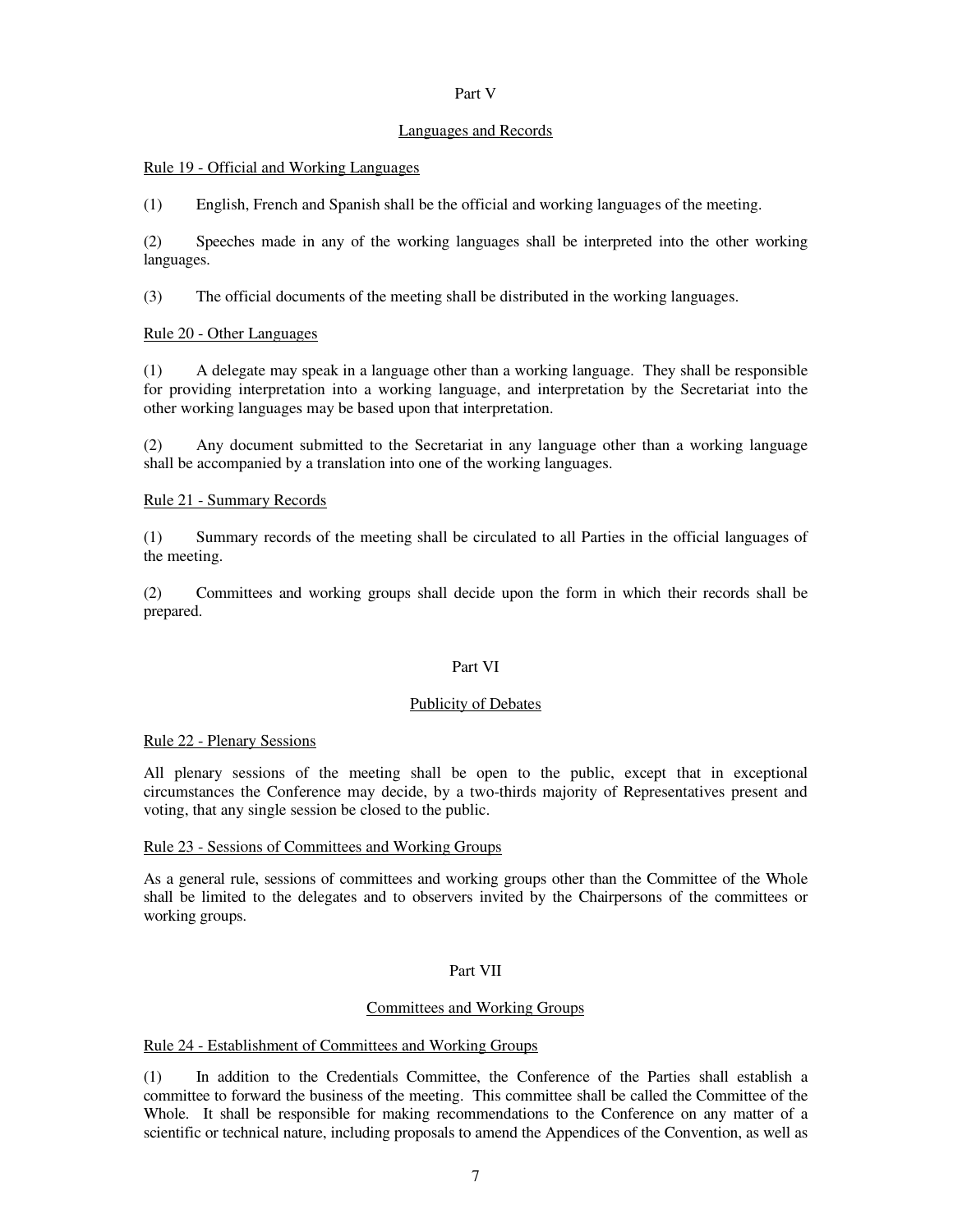## Part V

### Languages and Records

#### Rule 19 - Official and Working Languages

(1) English, French and Spanish shall be the official and working languages of the meeting.

(2) Speeches made in any of the working languages shall be interpreted into the other working languages.

(3) The official documents of the meeting shall be distributed in the working languages.

#### Rule 20 - Other Languages

(1) A delegate may speak in a language other than a working language. They shall be responsible for providing interpretation into a working language, and interpretation by the Secretariat into the other working languages may be based upon that interpretation.

(2) Any document submitted to the Secretariat in any language other than a working language shall be accompanied by a translation into one of the working languages.

#### Rule 21 - Summary Records

(1) Summary records of the meeting shall be circulated to all Parties in the official languages of the meeting.

(2) Committees and working groups shall decide upon the form in which their records shall be prepared.

## Part VI

### Publicity of Debates

#### Rule 22 - Plenary Sessions

All plenary sessions of the meeting shall be open to the public, except that in exceptional circumstances the Conference may decide, by a two-thirds majority of Representatives present and voting, that any single session be closed to the public.

#### Rule 23 - Sessions of Committees and Working Groups

As a general rule, sessions of committees and working groups other than the Committee of the Whole shall be limited to the delegates and to observers invited by the Chairpersons of the committees or working groups.

## Part VII

### Committees and Working Groups

#### Rule 24 - Establishment of Committees and Working Groups

(1) In addition to the Credentials Committee, the Conference of the Parties shall establish a committee to forward the business of the meeting. This committee shall be called the Committee of the Whole. It shall be responsible for making recommendations to the Conference on any matter of a scientific or technical nature, including proposals to amend the Appendices of the Convention, as well as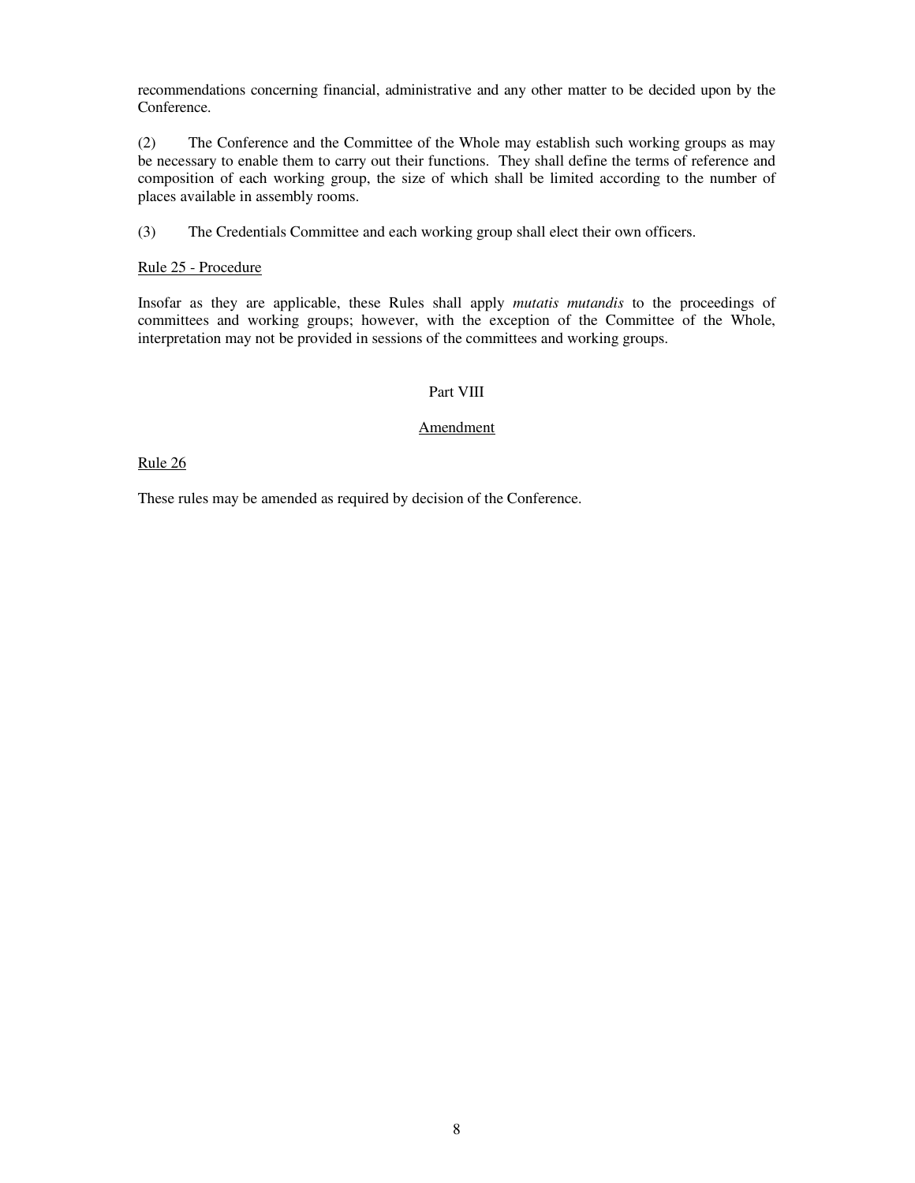recommendations concerning financial, administrative and any other matter to be decided upon by the Conference.

(2) The Conference and the Committee of the Whole may establish such working groups as may be necessary to enable them to carry out their functions. They shall define the terms of reference and composition of each working group, the size of which shall be limited according to the number of places available in assembly rooms.

(3) The Credentials Committee and each working group shall elect their own officers.

Rule 25 - Procedure

Insofar as they are applicable, these Rules shall apply *mutatis mutandis* to the proceedings of committees and working groups; however, with the exception of the Committee of the Whole, interpretation may not be provided in sessions of the committees and working groups.

## Part VIII

## Amendment

Rule 26

These rules may be amended as required by decision of the Conference.